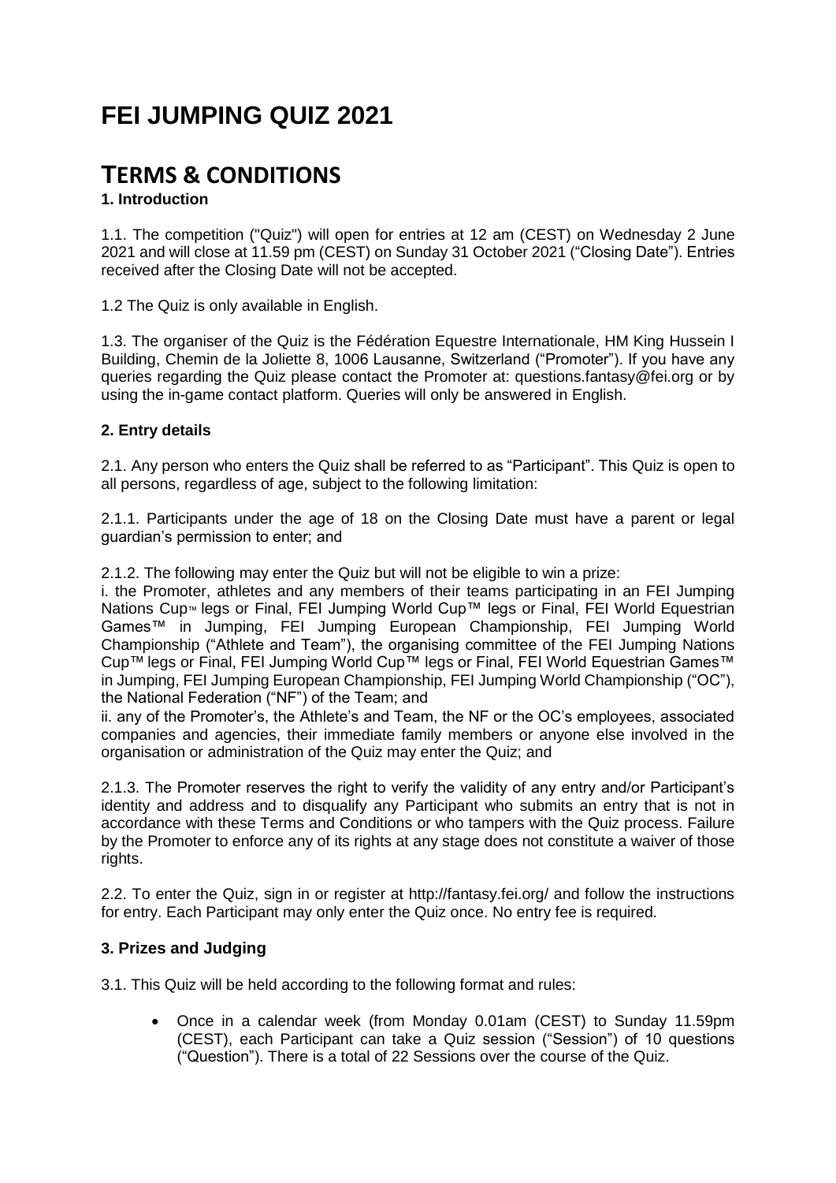# FEI JUMPING QUIZ 2021

# TERMS & CONDITIONS

**1. Introduction**

1.1. The competition ("Quiz") will open for entries at 12 am (CEST) on Wednesday 2 June 2021 and will close at 11.59 pm (CEST) on Sunday 31 October 2021 ("Closing Date"). Entries received after the Closing Date will not be accepted.

1.2 The Quiz is only available in English.

1.3. The organiser of the Quiz is the Fédération Equestre Internationale, HM King Hussein I Building, Chemin de la Joliette 8, 1006 Lausanne, Switzerland ("Promoter"). If you have any queries regarding the Quiz please contact the Promoter at: questions.fantasy@fei.org or by using the in-game contact platform. Queries will only be answered in English.

**2. Entry details**

2.1. Any person who enters the Quiz shall be referred to as "Participant". This Quiz is open to all persons, regardless of age, subject to the following limitation:

2.1.1. Participants under the age of 18 on the Closing Date must have a parent or legal guardian's permission to enter; and

2.1.2. The following may enter the Quiz but will not be eligible to win a prize:

i. the Promoter, athletes and any members of their teams participating in an FEI Jumping Nations Cup™ legs or Final, FEI Jumping World Cup™ legs or Final, FEI World Equestrian Games™ in Jumping, FEI Jumping European Championship, FEI Jumping World Championship ("Athlete and Team"), the organising committee of the FEI Jumping Nations Cup™ legs or Final, FEI Jumping World Cup™ legs or Final, FEI World Equestrian Games™ in Jumping, FEI Jumping European Championship, FEI Jumping World Championship ("OC"), the National Federation ("NF") of the Team; and

ii. any of the Promoter's, the Athlete's and Team, the NF or the OC's employees, associated companies and agencies, their immediate family members or anyone else involved in the organisation or administration of the Quiz may enter the Quiz; and

2.1.3. The Promoter reserves the right to verify the validity of any entry and/or Participant's identity and address and to disqualify any Participant who submits an entry that is not in accordance with these Terms and Conditions or who tampers with the Quiz process. Failure by the Promoter to enforce any of its rights at any stage does not constitute a waiver of those rights.

2.2. To enter the Quiz, sign in or register at http://fantasy.fei.org/ and follow the instructions for entry. Each Participant may only enter the Quiz once. No entry fee is required.

**3. Prizes and Judging**

3.1. This Quiz will be held according to the following format and rules:

- Once in a calendar week (from Monday 0.01am (CEST) to Sunday 11.59pm (CEST), each Participant can take a Quiz session ("Session") of 10 questions ("Question"). There is a total of 22 Sessions over the course of the Quiz.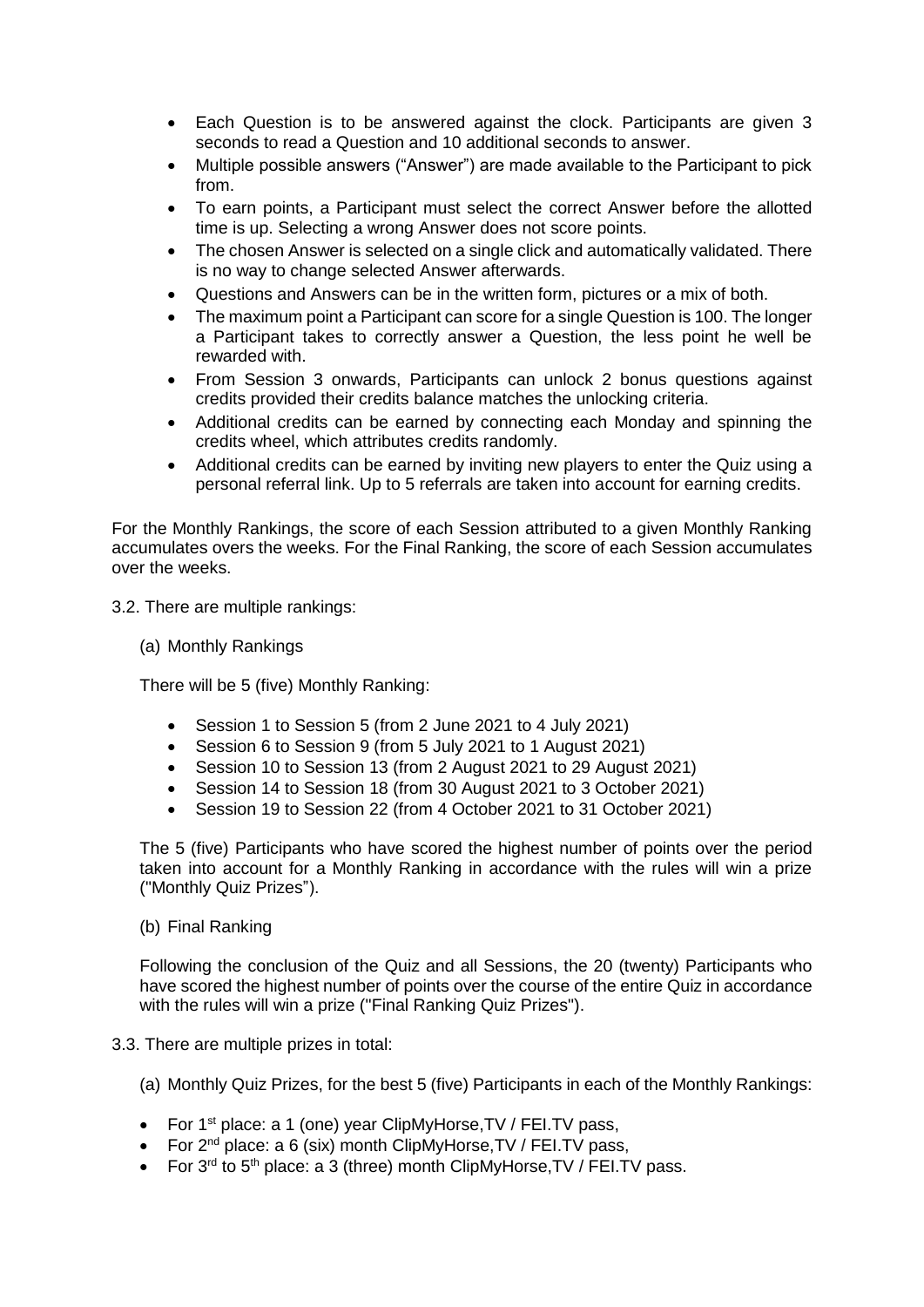- Each Question is to be answered against the clock. Participants are given 3 seconds to read a Question and 10 additional seconds to answer.
- Multiple possible answers ("Answer") are made available to the Participant to pick from.
- To earn points, a Participant must select the correct Answer before the allotted time is up. Selecting a wrong Answer does not score points.
- The chosen Answer is selected on a single click and automatically validated. There is no way to change selected Answer afterwards.
- Questions and Answers can be in the written form, pictures or a mix of both.
- The maximum point a Participant can score for a single Question is 100. The longer a Participant takes to correctly answer a Question, the less point he well be rewarded with.
- From Session 3 onwards, Participants can unlock 2 bonus questions against credits provided their credits balance matches the unlocking criteria.
- Additional credits can be earned by connecting each Monday and spinning the credits wheel, which attributes credits randomly.
- Additional credits can be earned by inviting new players to enter the Quiz using a personal referral link. Up to 5 referrals are taken into account for earning credits.

For the Monthly Rankings, the score of each Session attributed to a given Monthly Ranking accumulates overs the weeks. For the Final Ranking, the score of each Session accumulates over the weeks.

3.2. There are multiple rankings:

(a) Monthly Rankings

There will be 5 (five) Monthly Ranking:

- Session 1 to Session 5 (from 2 June 2021 to 4 July 2021)
- Session 6 to Session 9 (from 5 July 2021 to 1 August 2021)
- Session 10 to Session 13 (from 2 August 2021 to 29 August 2021)
- Session 14 to Session 18 (from 30 August 2021 to 3 October 2021)
- Session 19 to Session 22 (from 4 October 2021 to 31 October 2021)

The 5 (five) Participants who have scored the highest number of points over the period taken into account for a Monthly Ranking in accordance with the rules will win a prize ("Monthly Quiz Prizes").

(b) Final Ranking

Following the conclusion of the Quiz and all Sessions, the 20 (twenty) Participants who have scored the highest number of points over the course of the entire Quiz in accordance with the rules will win a prize ("Final Ranking Quiz Prizes").

3.3. There are multiple prizes in total:

(a) Monthly Quiz Prizes, for the best 5 (five) Participants in each of the Monthly Rankings:

- For 1st place: a 1 (one) year ClipMyHorse,TV / FEI.TV pass,
- For 2nd place: a 6 (six) month ClipMyHorse,TV / FEI.TV pass,
- For 3rd to 5th place: a 3 (three) month ClipMyHorse,TV / FEI.TV pass.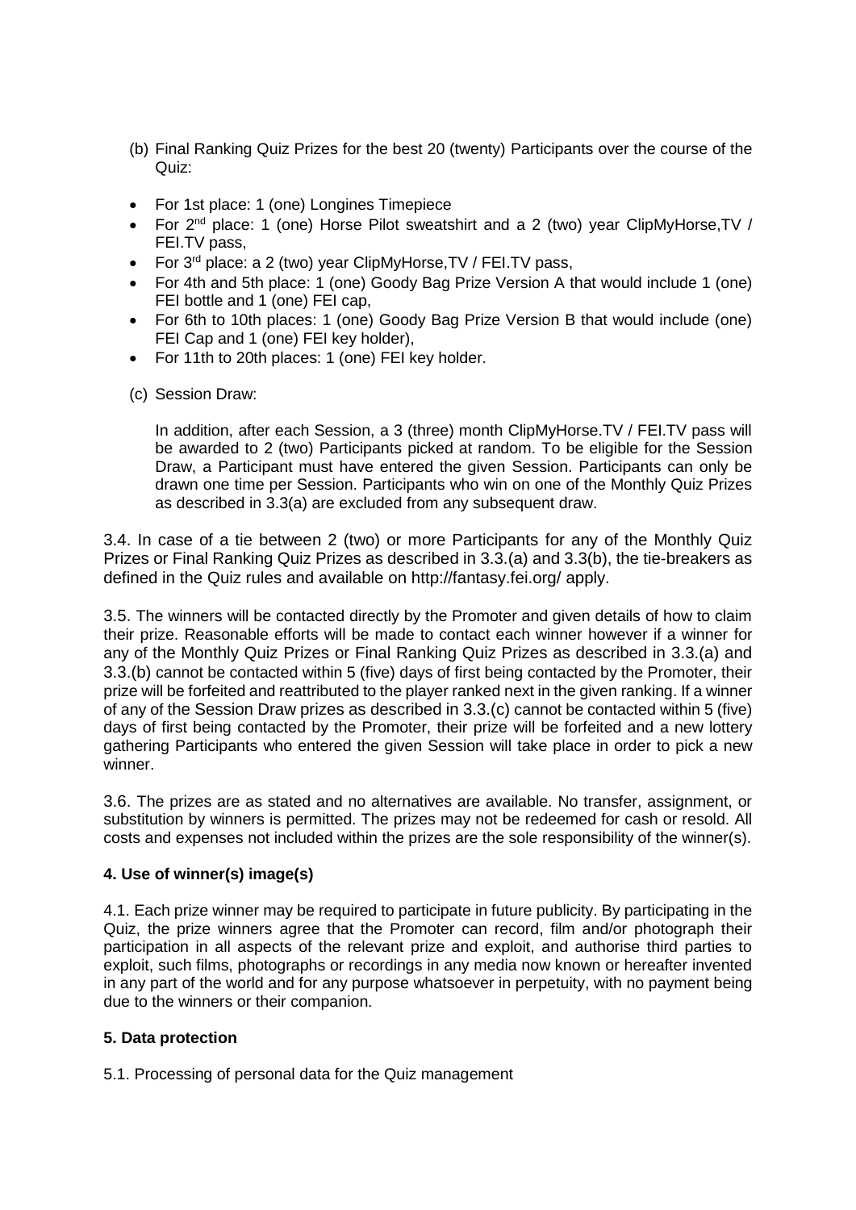(b) Final Ranking Quiz Prizes for the best 20 (twenty) Participants over the course of the Quiz:

- For 1st place: 1 (one) Longines Timepiece
- For 2nd place: 1 (one) Horse Pilot sweatshirt and a 2 (two) year ClipMyHorse,TV / FEI.TV pass,
- For 3rd place: a 2 (two) year ClipMyHorse,TV / FEI.TV pass,
- For 4th and 5th place: 1 (one) Goody Bag Prize Version A that would include 1 (one) FEI bottle and 1 (one) FEI cap,
- For 6th to 10th places: 1 (one) Goody Bag Prize Version B that would include (one) FEI Cap and 1 (one) FEI key holder),
- For 11th to 20th places: 1 (one) FEI key holder.

(c) Session Draw:

In addition, after each Session, a 3 (three) month ClipMyHorse.TV / FEI.TV pass will be awarded to 2 (two) Participants picked at random. To be eligible for the Session Draw, a Participant must have entered the given Session. Participants can only be drawn one time per Session. Participants who win on one of the Monthly Quiz Prizes as described in 3.3(a) are excluded from any subsequent draw.

3.4. In case of a tie between 2 (two) or more Participants for any of the Monthly Quiz Prizes or Final Ranking Quiz Prizes as described in 3.3.(a) and 3.3(b), the tie-breakers as defined in the Quiz rules and available on http://fantasy.fei.org/ apply.

3.5. The winners will be contacted directly by the Promoter and given details of how to claim their prize. Reasonable efforts will be made to contact each winner however if a winner for any of the Monthly Quiz Prizes or Final Ranking Quiz Prizes as described in 3.3.(a) and 3.3.(b) cannot be contacted within 5 (five) days of first being contacted by the Promoter, their prize will be forfeited and reattributed to the player ranked next in the given ranking. If a winner of any of the Session Draw prizes as described in 3.3.(c) cannot be contacted within 5 (five) days of first being contacted by the Promoter, their prize will be forfeited and a new lottery gathering Participants who entered the given Session will take place in order to pick a new winner.

3.6. The prizes are as stated and no alternatives are available. No transfer, assignment, or substitution by winners is permitted. The prizes may not be redeemed for cash or resold. All costs and expenses not included within the prizes are the sole responsibility of the winner(s).

**4. Use of winner(s) image(s)**

4.1. Each prize winner may be required to participate in future publicity. By participating in the Quiz, the prize winners agree that the Promoter can record, film and/or photograph their participation in all aspects of the relevant prize and exploit, and authorise third parties to exploit, such films, photographs or recordings in any media now known or hereafter invented in any part of the world and for any purpose whatsoever in perpetuity, with no payment being due to the winners or their companion.

**5. Data protection**

5.1. Processing of personal data for the Quiz management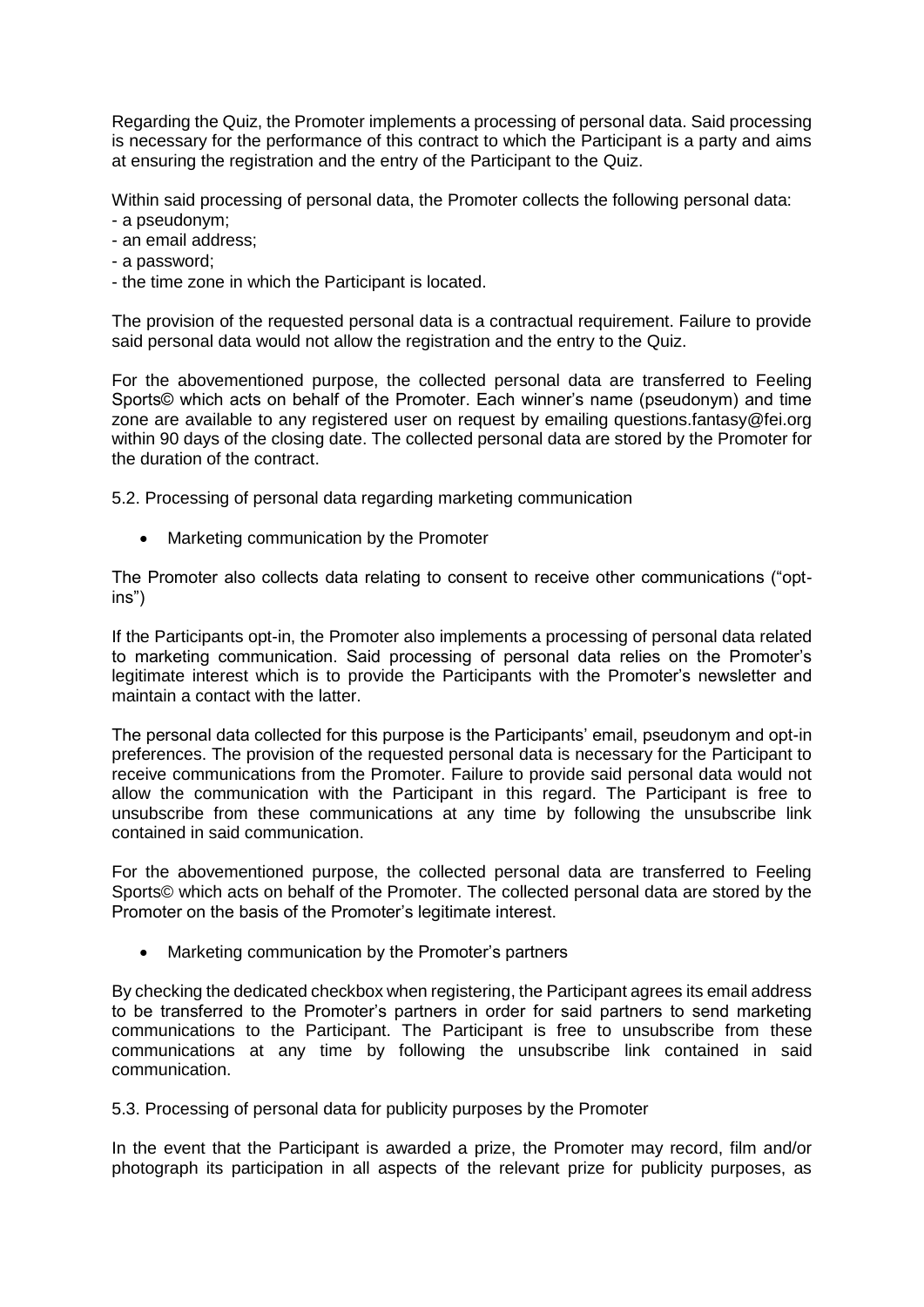Regarding the Quiz, the Promoter implements a processing of personal data. Said processing is necessary for the performance of this contract to which the Participant is a party and aims at ensuring the registration and the entry of the Participant to the Quiz.

Within said processing of personal data, the Promoter collects the following personal data:
- a pseudonym;
- an email address;
- a password;
- the time zone in which the Participant is located.

The provision of the requested personal data is a contractual requirement. Failure to provide said personal data would not allow the registration and the entry to the Quiz.

For the abovementioned purpose, the collected personal data are transferred to Feeling Sports© which acts on behalf of the Promoter. Each winner's name (pseudonym) and time zone are available to any registered user on request by emailing questions.fantasy@fei.org within 90 days of the closing date. The collected personal data are stored by the Promoter for the duration of the contract.

5.2. Processing of personal data regarding marketing communication

- Marketing communication by the Promoter

The Promoter also collects data relating to consent to receive other communications ("opt-ins")

If the Participants opt-in, the Promoter also implements a processing of personal data related to marketing communication. Said processing of personal data relies on the Promoter's legitimate interest which is to provide the Participants with the Promoter's newsletter and maintain a contact with the latter.

The personal data collected for this purpose is the Participants' email, pseudonym and opt-in preferences. The provision of the requested personal data is necessary for the Participant to receive communications from the Promoter. Failure to provide said personal data would not allow the communication with the Participant in this regard. The Participant is free to unsubscribe from these communications at any time by following the unsubscribe link contained in said communication.

For the abovementioned purpose, the collected personal data are transferred to Feeling Sports© which acts on behalf of the Promoter. The collected personal data are stored by the Promoter on the basis of the Promoter's legitimate interest.

- Marketing communication by the Promoter's partners

By checking the dedicated checkbox when registering, the Participant agrees its email address to be transferred to the Promoter's partners in order for said partners to send marketing communications to the Participant. The Participant is free to unsubscribe from these communications at any time by following the unsubscribe link contained in said communication.

5.3. Processing of personal data for publicity purposes by the Promoter

In the event that the Participant is awarded a prize, the Promoter may record, film and/or photograph its participation in all aspects of the relevant prize for publicity purposes, as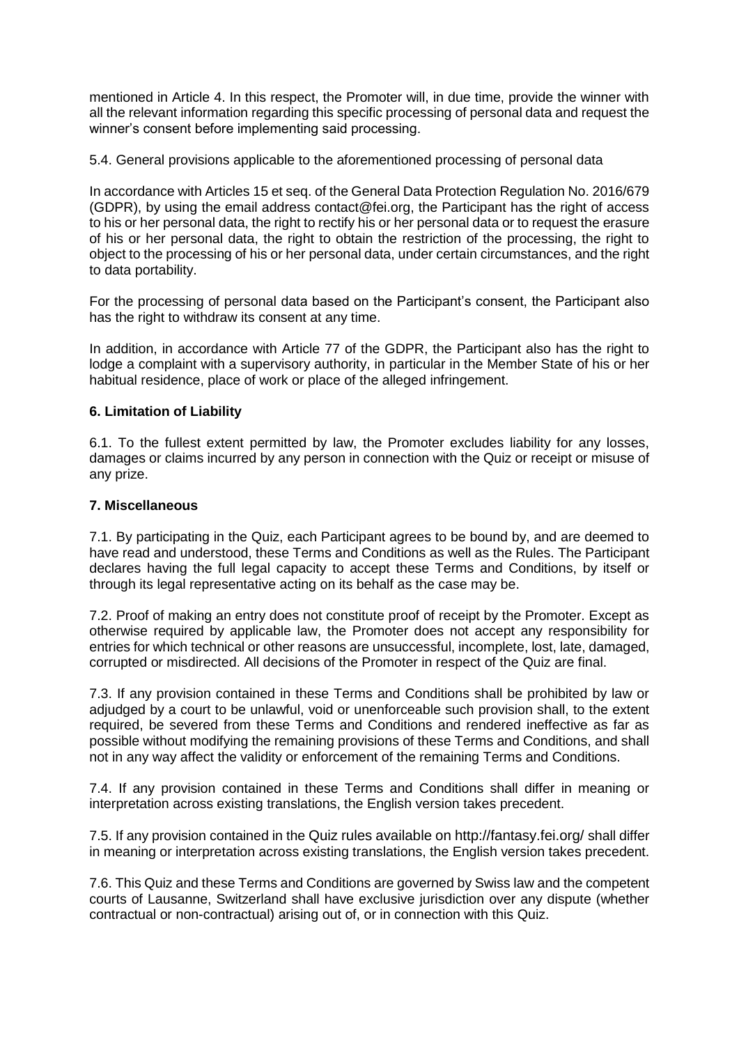mentioned in Article 4. In this respect, the Promoter will, in due time, provide the winner with all the relevant information regarding this specific processing of personal data and request the winner's consent before implementing said processing.

5.4. General provisions applicable to the aforementioned processing of personal data

In accordance with Articles 15 et seq. of the General Data Protection Regulation No. 2016/679 (GDPR), by using the email address contact@fei.org, the Participant has the right of access to his or her personal data, the right to rectify his or her personal data or to request the erasure of his or her personal data, the right to obtain the restriction of the processing, the right to object to the processing of his or her personal data, under certain circumstances, and the right to data portability.

For the processing of personal data based on the Participant's consent, the Participant also has the right to withdraw its consent at any time.

In addition, in accordance with Article 77 of the GDPR, the Participant also has the right to lodge a complaint with a supervisory authority, in particular in the Member State of his or her habitual residence, place of work or place of the alleged infringement.

## 6. Limitation of Liability

6.1. To the fullest extent permitted by law, the Promoter excludes liability for any losses, damages or claims incurred by any person in connection with the Quiz or receipt or misuse of any prize.

## 7. Miscellaneous

7.1. By participating in the Quiz, each Participant agrees to be bound by, and are deemed to have read and understood, these Terms and Conditions as well as the Rules. The Participant declares having the full legal capacity to accept these Terms and Conditions, by itself or through its legal representative acting on its behalf as the case may be.

7.2. Proof of making an entry does not constitute proof of receipt by the Promoter. Except as otherwise required by applicable law, the Promoter does not accept any responsibility for entries for which technical or other reasons are unsuccessful, incomplete, lost, late, damaged, corrupted or misdirected. All decisions of the Promoter in respect of the Quiz are final.

7.3. If any provision contained in these Terms and Conditions shall be prohibited by law or adjudged by a court to be unlawful, void or unenforceable such provision shall, to the extent required, be severed from these Terms and Conditions and rendered ineffective as far as possible without modifying the remaining provisions of these Terms and Conditions, and shall not in any way affect the validity or enforcement of the remaining Terms and Conditions.

7.4. If any provision contained in these Terms and Conditions shall differ in meaning or interpretation across existing translations, the English version takes precedent.

7.5. If any provision contained in the Quiz rules available on http://fantasy.fei.org/ shall differ in meaning or interpretation across existing translations, the English version takes precedent.

7.6. This Quiz and these Terms and Conditions are governed by Swiss law and the competent courts of Lausanne, Switzerland shall have exclusive jurisdiction over any dispute (whether contractual or non-contractual) arising out of, or in connection with this Quiz.